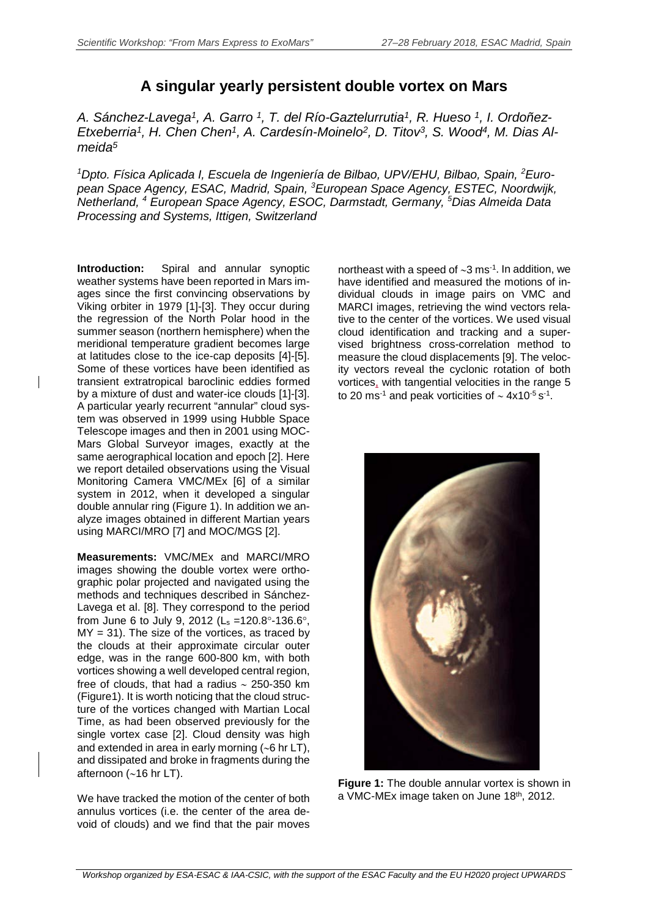# A singular yearly persistent double vortex on Mars

*A. Sánchez-Lavega[1], A. Garro [1], T. del Río-Gaztelurrutia[1], R. Hueso [1], I. Ordoñez-Etxeberria[1], H. Chen Chen[1], A. Cardesín-Moinelo[2], D. Titov[3], S. Wood[4], M. Dias Almeida[5]*

*[1]Dpto. Física Aplicada I, Escuela de Ingeniería de Bilbao, UPV/EHU, Bilbao, Spain, [2]European Space Agency, ESAC, Madrid, Spain, [3]European Space Agency, ESTEC, Noordwijk, Netherland, [4] European Space Agency, ESOC, Darmstadt, Germany, [5]Dias Almeida Data Processing and Systems, Ittigen, Switzerland*

**Introduction:** Spiral and annular synoptic weather systems have been reported in Mars images since the first convincing observations by Viking orbiter in 1979 [1]-[3]. They occur during the regression of the North Polar hood in the summer season (northern hemisphere) when the meridional temperature gradient becomes large at latitudes close to the ice-cap deposits [4]-[5]. Some of these vortices have been identified as transient extratropical baroclinic eddies formed by a mixture of dust and water-ice clouds [1]-[3]. A particular yearly recurrent "annular" cloud system was observed in 1999 using Hubble Space Telescope images and then in 2001 using MOC-Mars Global Surveyor images, exactly at the same aerographical location and epoch [2]. Here we report detailed observations using the Visual Monitoring Camera VMC/MEx [6] of a similar system in 2012, when it developed a singular double annular ring (Figure 1). In addition we analyze images obtained in different Martian years using MARCI/MRO [7] and MOC/MGS [2].

**Measurements:** VMC/MEx and MARCI/MRO images showing the double vortex were orthographic polar projected and navigated using the methods and techniques described in Sánchez-Lavega et al. [8]. They correspond to the period from June 6 to July 9, 2012 ($L_s$ =120.8°-136.6°, MY = 31). The size of the vortices, as traced by the clouds at their approximate circular outer edge, was in the range 600-800 km, with both vortices showing a well developed central region, free of clouds, that had a radius ~ 250-350 km (Figure1). It is worth noticing that the cloud structure of the vortices changed with Martian Local Time, as had been observed previously for the single vortex case [2]. Cloud density was high and extended in area in early morning (~6 hr LT), and dissipated and broke in fragments during the afternoon (~16 hr LT).

We have tracked the motion of the center of both annulus vortices (i.e. the center of the area devoid of clouds) and we find that the pair moves northeast with a speed of ~3 $ms^{-1}$. In addition, we have identified and measured the motions of individual clouds in image pairs on VMC and MARCI images, retrieving the wind vectors relative to the center of the vortices. We used visual cloud identification and tracking and a supervised brightness cross-correlation method to measure the cloud displacements [9]. The velocity vectors reveal the cyclonic rotation of both vortices, with tangential velocities in the range 5 to 20 $ms^{-1}$ and peak vorticities of ~ $4x10^{-5}$ $s^{-1}$.

**Figure 1:** The double annular vortex is shown in a VMC-MEx image taken on June 18th, 2012.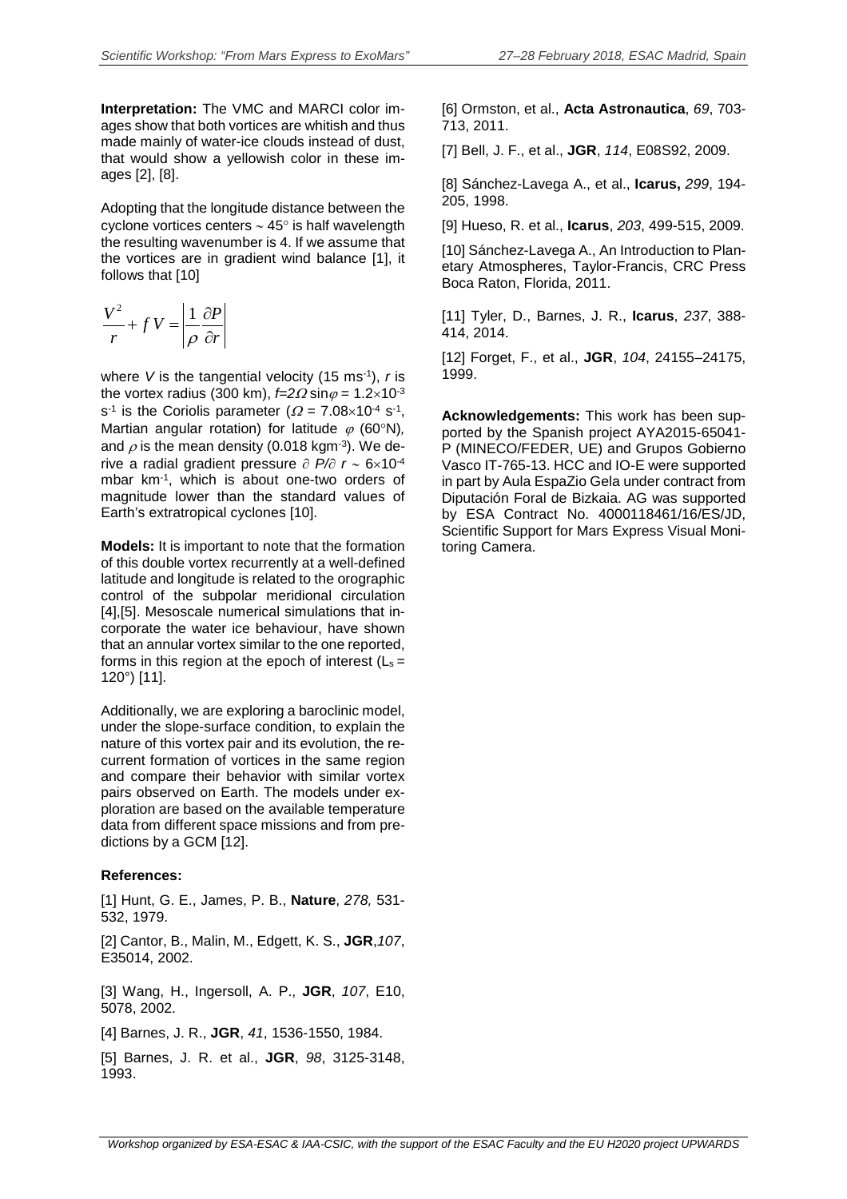**Interpretation:** The VMC and MARCI color images show that both vortices are whitish and thus made mainly of water-ice clouds instead of dust, that would show a yellowish color in these images [2], [8].

Adopting that the longitude distance between the cyclone vortices centers ~ 45° is half wavelength the resulting wavenumber is 4. If we assume that the vortices are in gradient wind balance [1], it follows that [10]

$$\frac{V^2}{r} + f\,V = \left|\frac{1}{\rho}\frac{\partial P}{\partial r}\right|$$

where $V$ is the tangential velocity (15 ms$^{-1}$), $r$ is the vortex radius (300 km), $f = 2\Omega \sin\varphi = 1.2\times10^{-3}$ s$^{-1}$ is the Coriolis parameter ($\Omega = 7.08\times10^{-4}$ s$^{-1}$, Martian angular rotation) for latitude $\varphi$ (60°N), and $\rho$ is the mean density (0.018 kgm$^{-3}$). We derive a radial gradient pressure $\partial P/\partial r \sim 6\times10^{-4}$ mbar km$^{-1}$, which is about one-two orders of magnitude lower than the standard values of Earth's extratropical cyclones [10].

**Models:** It is important to note that the formation of this double vortex recurrently at a well-defined latitude and longitude is related to the orographic control of the subpolar meridional circulation [4],[5]. Mesoscale numerical simulations that incorporate the water ice behaviour, have shown that an annular vortex similar to the one reported, forms in this region at the epoch of interest ($L_s$ = 120°) [11].

Additionally, we are exploring a baroclinic model, under the slope-surface condition, to explain the nature of this vortex pair and its evolution, the recurrent formation of vortices in the same region and compare their behavior with similar vortex pairs observed on Earth. The models under exploration are based on the available temperature data from different space missions and from predictions by a GCM [12].

**References:**

[1] Hunt, G. E., James, P. B., **Nature**, *278,* 531-532, 1979.

[2] Cantor, B., Malin, M., Edgett, K. S., **JGR**,*107*, E35014, 2002.

[3] Wang, H., Ingersoll, A. P., **JGR**, *107*, E10, 5078, 2002.

[4] Barnes, J. R., **JGR**, *41*, 1536-1550, 1984.

[5] Barnes, J. R. et al., **JGR**, *98*, 3125-3148, 1993.

[6] Ormston, et al., **Acta Astronautica**, *69*, 703-713, 2011.

[7] Bell, J. F., et al., **JGR**, *114*, E08S92, 2009.

[8] Sánchez-Lavega A., et al., **Icarus,** *299*, 194-205, 1998.

[9] Hueso, R. et al., **Icarus**, *203*, 499-515, 2009.

[10] Sánchez-Lavega A., An Introduction to Planetary Atmospheres, Taylor-Francis, CRC Press Boca Raton, Florida, 2011.

[11] Tyler, D., Barnes, J. R., **Icarus**, *237*, 388-414, 2014.

[12] Forget, F., et al., **JGR**, *104*, 24155–24175, 1999.

**Acknowledgements:** This work has been supported by the Spanish project AYA2015-65041-P (MINECO/FEDER, UE) and Grupos Gobierno Vasco IT-765-13. HCC and IO-E were supported in part by Aula EspaZio Gela under contract from Diputación Foral de Bizkaia. AG was supported by ESA Contract No. 4000118461/16/ES/JD, Scientific Support for Mars Express Visual Monitoring Camera.